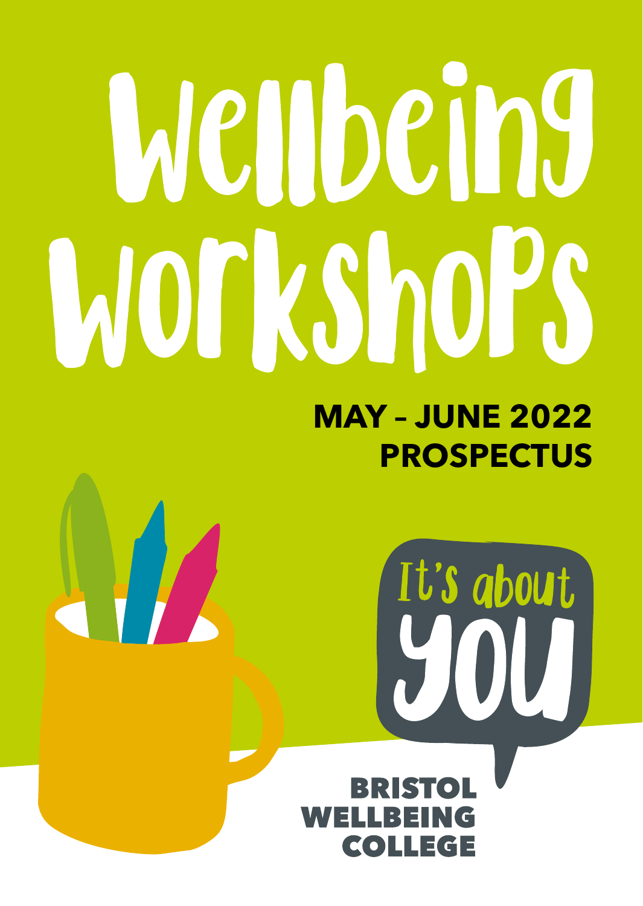# Wellbeing Workshops

## MAY – JUNE 2022 PROSPECTUS

It's about you

BRISTOL WELLBEING COLLEGE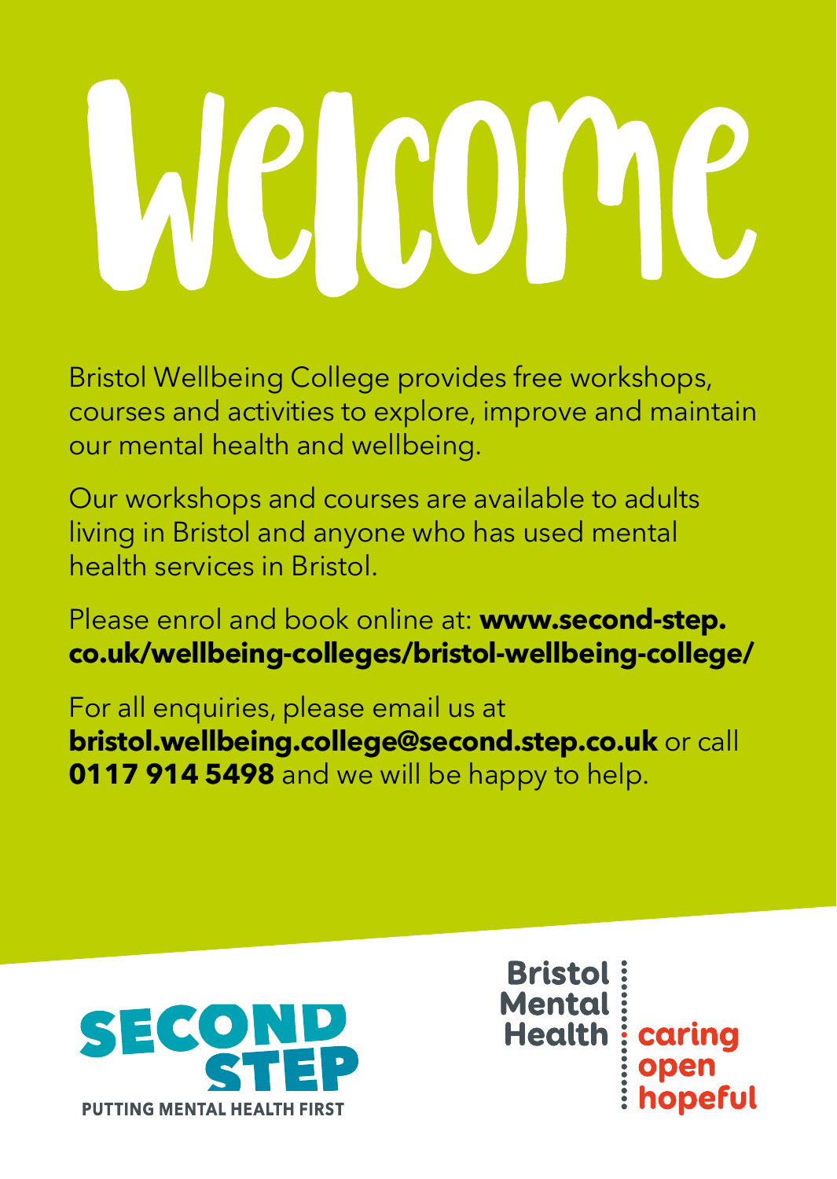# Welcome

Bristol Wellbeing College provides free workshops, courses and activities to explore, improve and maintain our mental health and wellbeing.

Our workshops and courses are available to adults living in Bristol and anyone who has used mental health services in Bristol.

Please enrol and book online at: **www.second-step.co.uk/wellbeing-colleges/bristol-wellbeing-college/**

For all enquiries, please email us at **bristol.wellbeing.college@second.step.co.uk** or call **0117 914 5498** and we will be happy to help.

SECOND STEP
PUTTING MENTAL HEALTH FIRST

Bristol Mental Health
caring
open
hopeful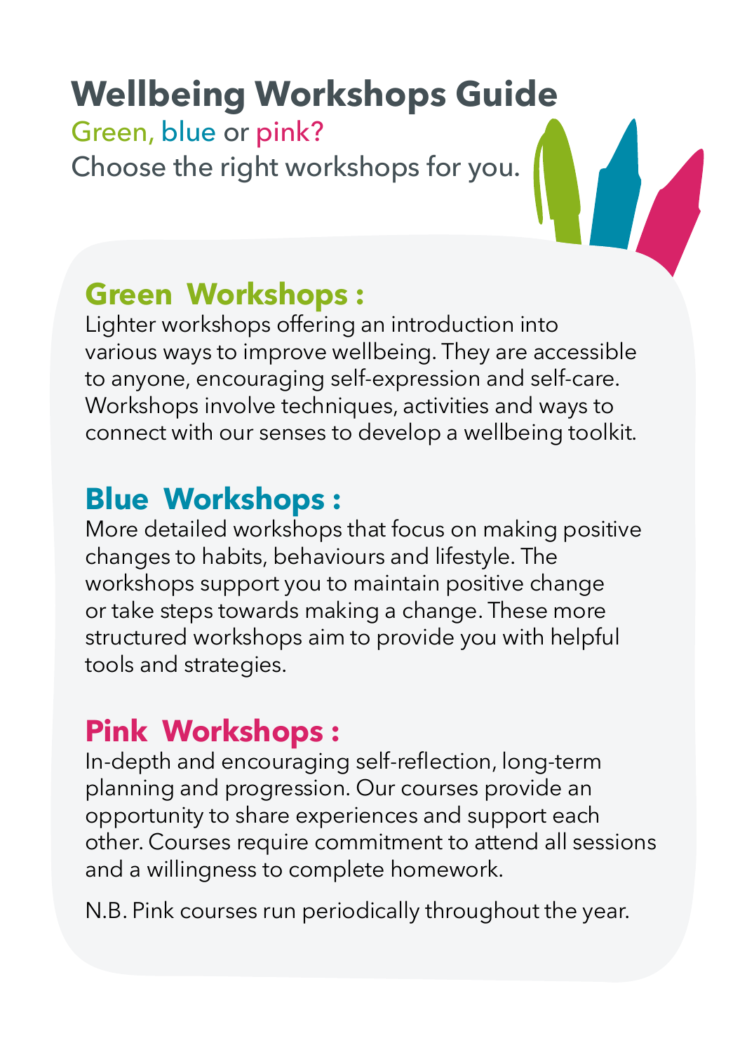# Wellbeing Workshops Guide

Green, blue or pink?

Choose the right workshops for you.

## Green Workshops :

Lighter workshops offering an introduction into various ways to improve wellbeing. They are accessible to anyone, encouraging self-expression and self-care. Workshops involve techniques, activities and ways to connect with our senses to develop a wellbeing toolkit.

## Blue Workshops :

More detailed workshops that focus on making positive changes to habits, behaviours and lifestyle. The workshops support you to maintain positive change or take steps towards making a change. These more structured workshops aim to provide you with helpful tools and strategies.

## Pink Workshops :

In-depth and encouraging self-reflection, long-term planning and progression. Our courses provide an opportunity to share experiences and support each other. Courses require commitment to attend all sessions and a willingness to complete homework.

N.B. Pink courses run periodically throughout the year.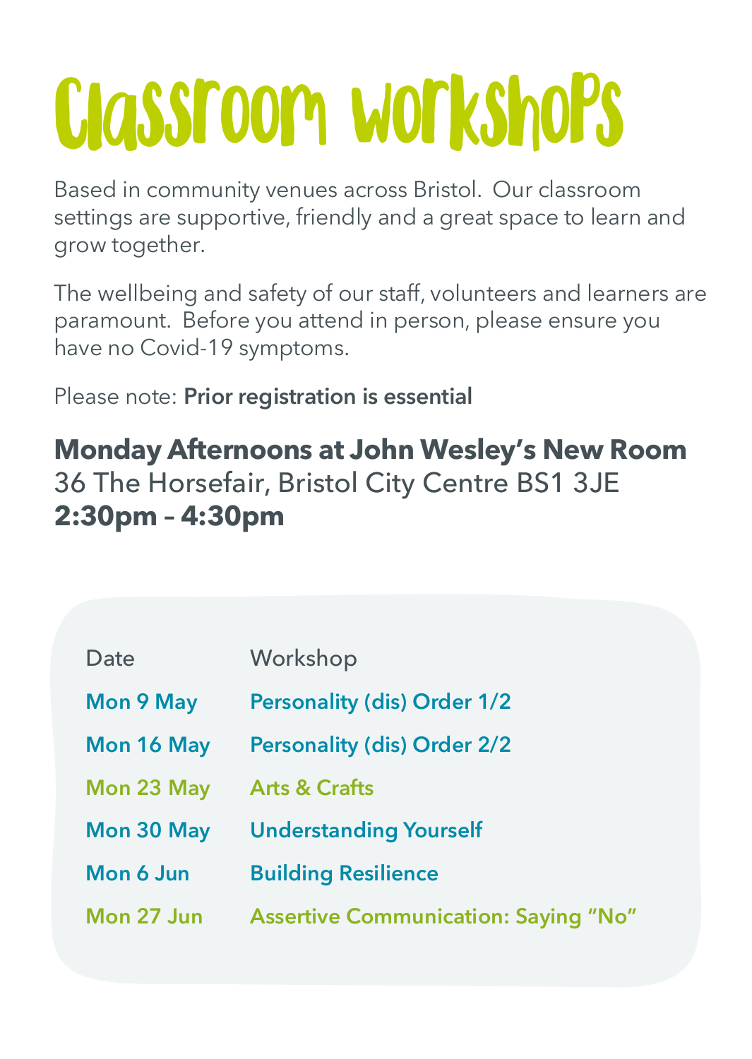# Classroom workshops

Based in community venues across Bristol. Our classroom settings are supportive, friendly and a great space to learn and grow together.

The wellbeing and safety of our staff, volunteers and learners are paramount. Before you attend in person, please ensure you have no Covid-19 symptoms.

Please note: **Prior registration is essential**

**Monday Afternoons at John Wesley's New Room**
36 The Horsefair, Bristol City Centre BS1 3JE
**2:30pm – 4:30pm**

| Date | Workshop |
| --- | --- |
| **Mon 9 May** | **Personality (dis) Order 1/2** |
| **Mon 16 May** | **Personality (dis) Order 2/2** |
| **Mon 23 May** | **Arts & Crafts** |
| **Mon 30 May** | **Understanding Yourself** |
| **Mon 6 Jun** | **Building Resilience** |
| **Mon 27 Jun** | **Assertive Communication: Saying "No"** |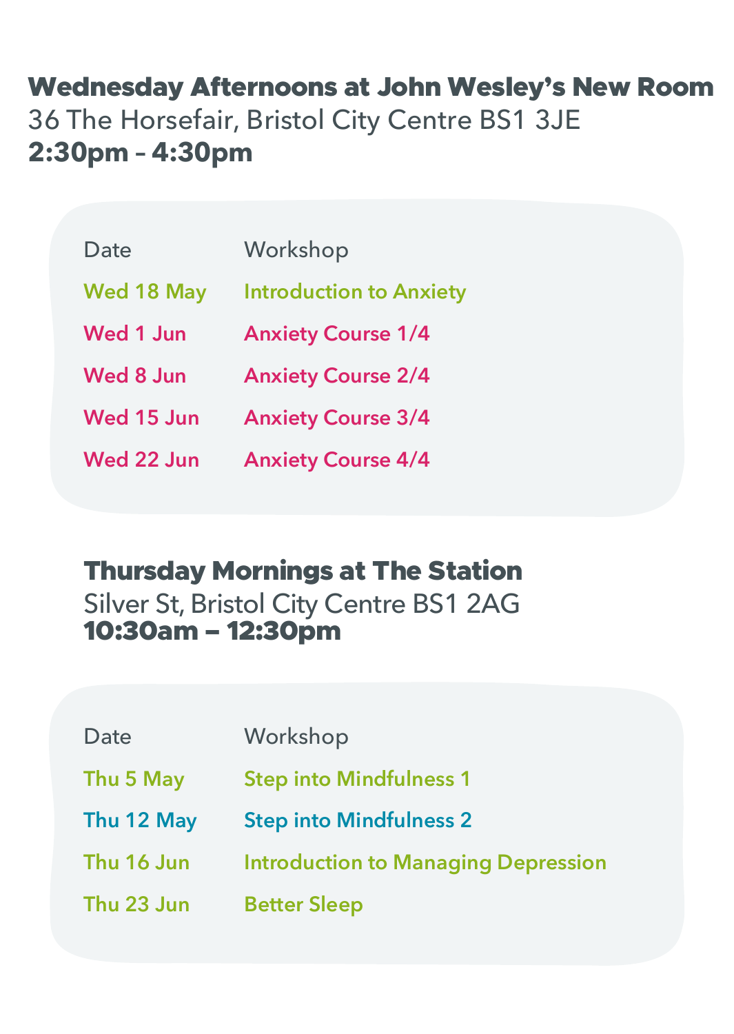## Wednesday Afternoons at John Wesley's New Room

36 The Horsefair, Bristol City Centre BS1 3JE

**2:30pm – 4:30pm**

| Date | Workshop |
| --- | --- |
| Wed 18 May | Introduction to Anxiety |
| Wed 1 Jun | Anxiety Course 1/4 |
| Wed 8 Jun | Anxiety Course 2/4 |
| Wed 15 Jun | Anxiety Course 3/4 |
| Wed 22 Jun | Anxiety Course 4/4 |

## Thursday Mornings at The Station

Silver St, Bristol City Centre BS1 2AG

**10:30am – 12:30pm**

| Date | Workshop |
| --- | --- |
| Thu 5 May | Step into Mindfulness 1 |
| Thu 12 May | Step into Mindfulness 2 |
| Thu 16 Jun | Introduction to Managing Depression |
| Thu 23 Jun | Better Sleep |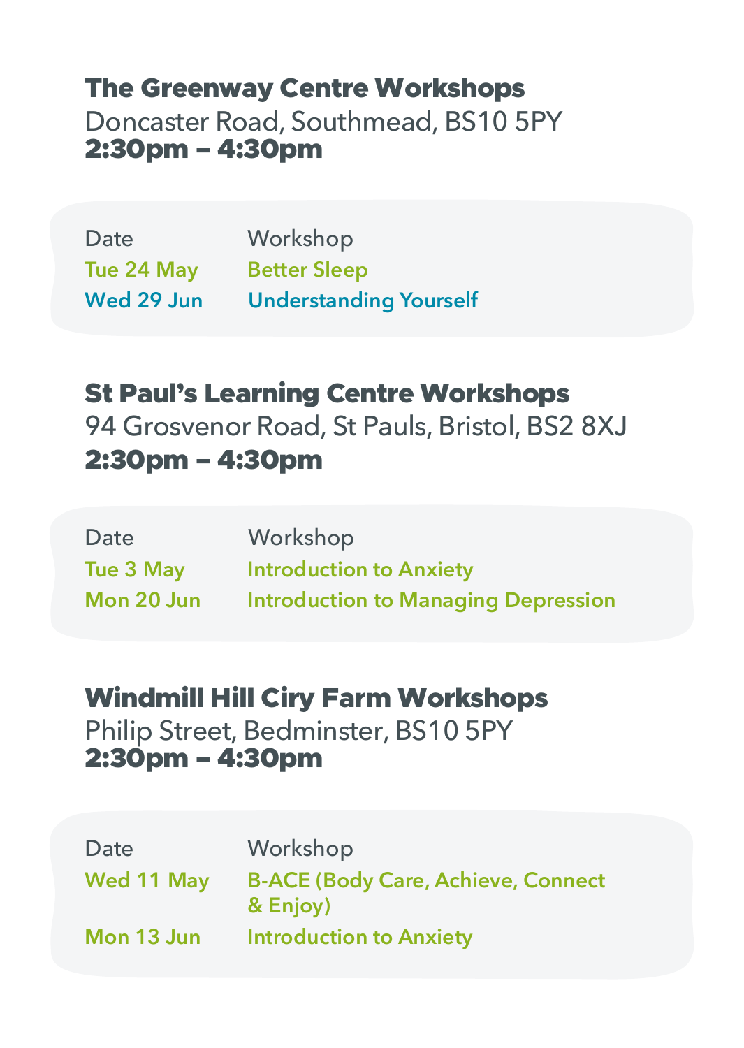## The Greenway Centre Workshops

Doncaster Road, Southmead, BS10 5PY
**2:30pm – 4:30pm**

| Date | Workshop |
| --- | --- |
| Tue 24 May | Better Sleep |
| Wed 29 Jun | Understanding Yourself |

## St Paul's Learning Centre Workshops

94 Grosvenor Road, St Pauls, Bristol, BS2 8XJ
**2:30pm – 4:30pm**

| Date | Workshop |
| --- | --- |
| Tue 3 May | Introduction to Anxiety |
| Mon 20 Jun | Introduction to Managing Depression |

## Windmill Hill Ciry Farm Workshops

Philip Street, Bedminster, BS10 5PY
**2:30pm – 4:30pm**

| Date | Workshop |
| --- | --- |
| Wed 11 May | B-ACE (Body Care, Achieve, Connect & Enjoy) |
| Mon 13 Jun | Introduction to Anxiety |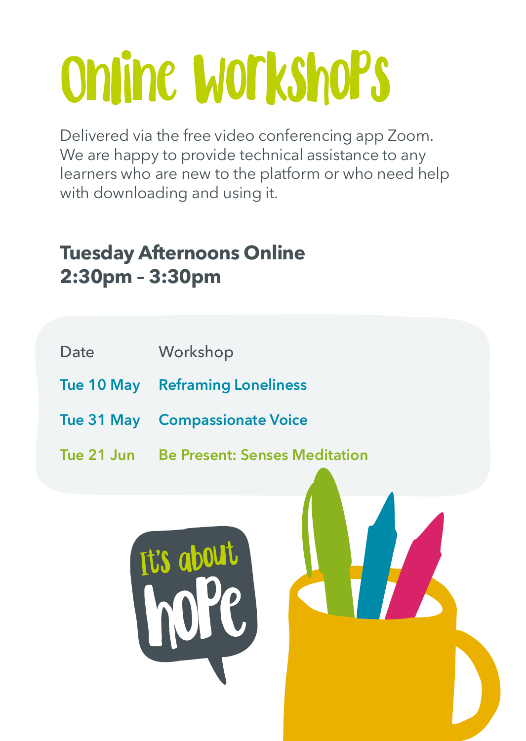# Online Workshops

Delivered via the free video conferencing app Zoom. We are happy to provide technical assistance to any learners who are new to the platform or who need help with downloading and using it.

## Tuesday Afternoons Online
## 2:30pm – 3:30pm

| Date | Workshop |
|---|---|
| **Tue 10 May** | **Reframing Loneliness** |
| **Tue 31 May** | **Compassionate Voice** |
| **Tue 21 Jun** | **Be Present: Senses Meditation** |

It's about hope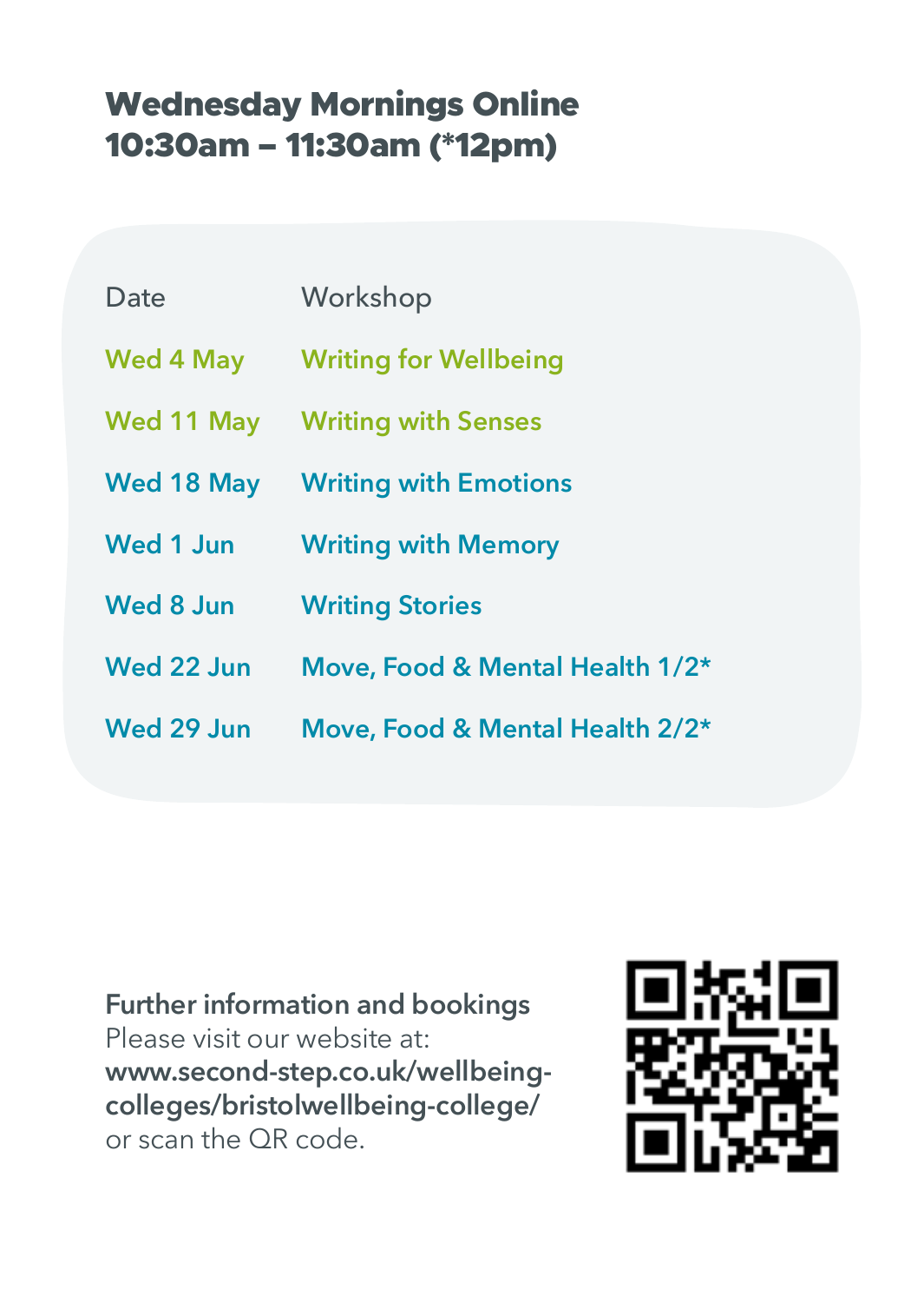## Wednesday Mornings Online
## 10:30am – 11:30am (*12pm)

| Date | Workshop |
| --- | --- |
| Wed 4 May | Writing for Wellbeing |
| Wed 11 May | Writing with Senses |
| Wed 18 May | Writing with Emotions |
| Wed 1 Jun | Writing with Memory |
| Wed 8 Jun | Writing Stories |
| Wed 22 Jun | Move, Food & Mental Health 1/2* |
| Wed 29 Jun | Move, Food & Mental Health 2/2* |

**Further information and bookings**
Please visit our website at:
**www.second-step.co.uk/wellbeing-colleges/bristolwellbeing-college/**
or scan the QR code.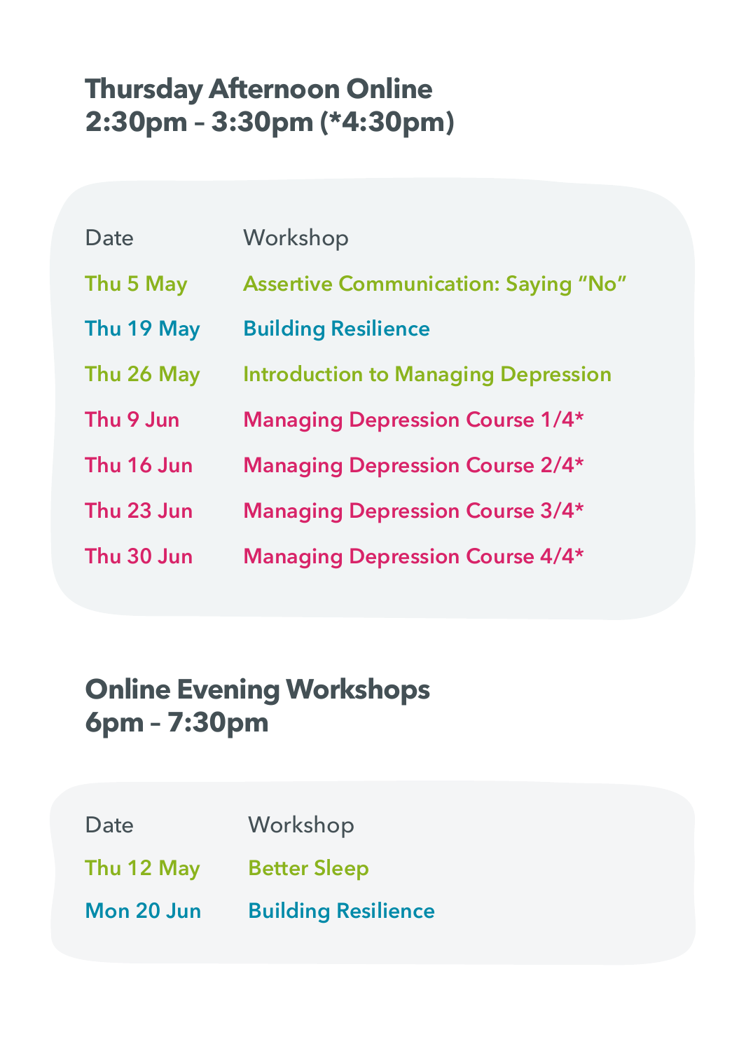## Thursday Afternoon Online
## 2:30pm – 3:30pm (*4:30pm)

| Date | Workshop |
| --- | --- |
| Thu 5 May | Assertive Communication: Saying "No" |
| Thu 19 May | Building Resilience |
| Thu 26 May | Introduction to Managing Depression |
| Thu 9 Jun | Managing Depression Course 1/4* |
| Thu 16 Jun | Managing Depression Course 2/4* |
| Thu 23 Jun | Managing Depression Course 3/4* |
| Thu 30 Jun | Managing Depression Course 4/4* |

## Online Evening Workshops
## 6pm – 7:30pm

| Date | Workshop |
| --- | --- |
| Thu 12 May | Better Sleep |
| Mon 20 Jun | Building Resilience |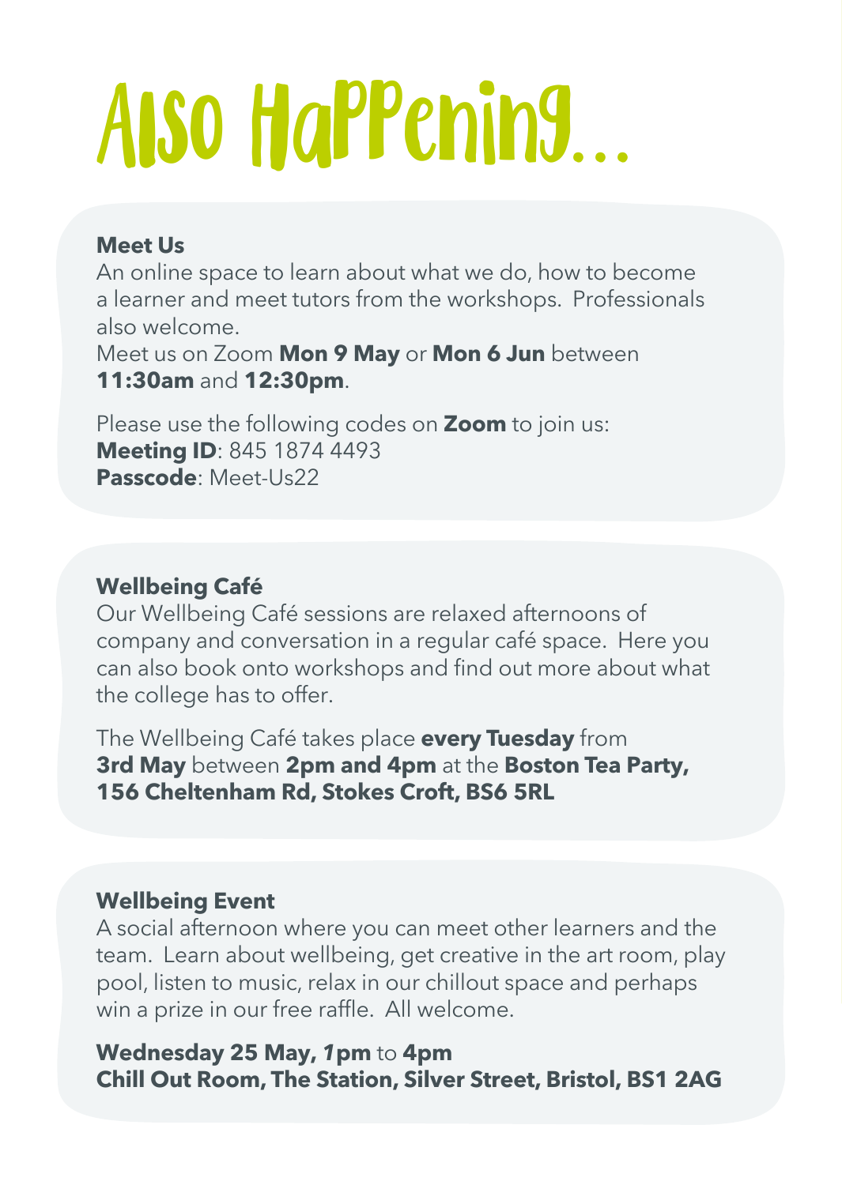# Also Happening...

### Meet Us

An online space to learn about what we do, how to become a learner and meet tutors from the workshops. Professionals also welcome.

Meet us on Zoom **Mon 9 May** or **Mon 6 Jun** between **11:30am** and **12:30pm**.

Please use the following codes on **Zoom** to join us:
**Meeting ID**: 845 1874 4493
**Passcode**: Meet-Us22

### Wellbeing Café

Our Wellbeing Café sessions are relaxed afternoons of company and conversation in a regular café space. Here you can also book onto workshops and find out more about what the college has to offer.

The Wellbeing Café takes place **every Tuesday** from **3rd May** between **2pm and 4pm** at the **Boston Tea Party, 156 Cheltenham Rd, Stokes Croft, BS6 5RL**

### Wellbeing Event

A social afternoon where you can meet other learners and the team. Learn about wellbeing, get creative in the art room, play pool, listen to music, relax in our chillout space and perhaps win a prize in our free raffle. All welcome.

**Wednesday 25 May, 1pm** to **4pm**
**Chill Out Room, The Station, Silver Street, Bristol, BS1 2AG**